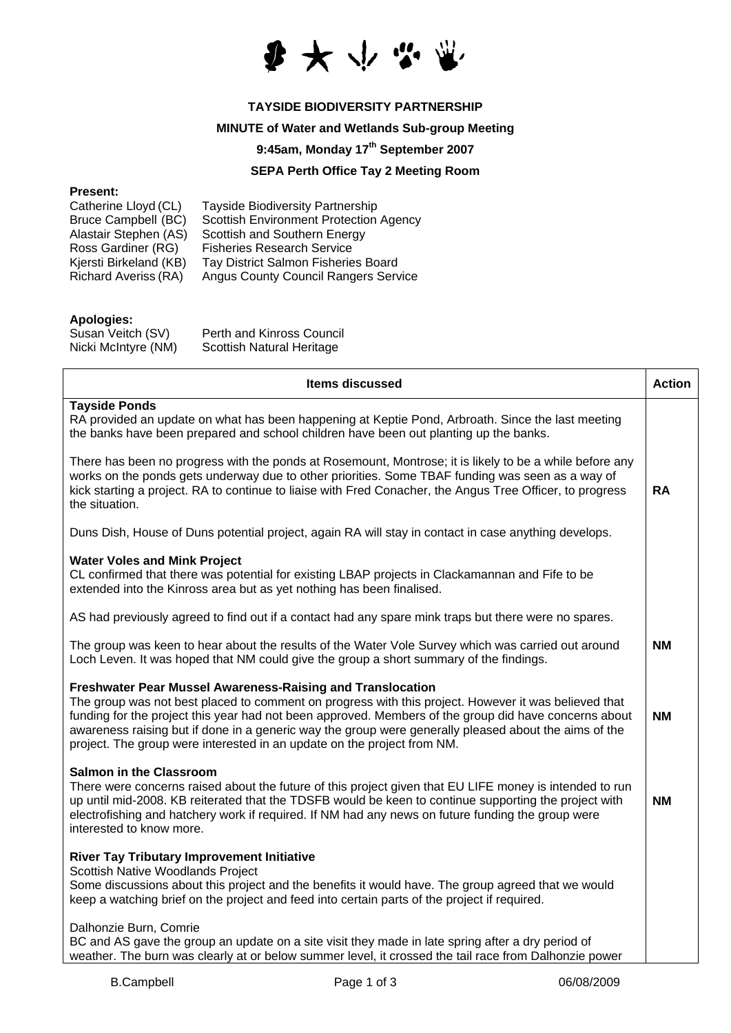**TAYSIDE BIODIVERSITY PARTNERSHIP**

**MINUTE of Water and Wetlands Sub-group Meeting**

**9:45am, Monday 17th September 2007**

**SEPA Perth Office Tay 2 Meeting Room**

**Present:**

Catherine Lloyd (CL) — Tayside Biodiversity Partnership
Bruce Campbell (BC) — Scottish Environment Protection Agency
Alastair Stephen (AS) — Scottish and Southern Energy
Ross Gardiner (RG) — Fisheries Research Service
Kjersti Birkeland (KB) — Tay District Salmon Fisheries Board
Richard Averiss (RA) — Angus County Council Rangers Service

**Apologies:**

Susan Veitch (SV) — Perth and Kinross Council
Nicki McIntyre (NM) — Scottish Natural Heritage

| Items discussed | Action |
|---|---|
| **Tayside Ponds**<br>RA provided an update on what has been happening at Keptie Pond, Arbroath. Since the last meeting the banks have been prepared and school children have been out planting up the banks. | |
| There has been no progress with the ponds at Rosemount, Montrose; it is likely to be a while before any works on the ponds gets underway due to other priorities. Some TBAF funding was seen as a way of kick starting a project. RA to continue to liaise with Fred Conacher, the Angus Tree Officer, to progress the situation. | **RA** |
| Duns Dish, House of Duns potential project, again RA will stay in contact in case anything develops. | |
| **Water Voles and Mink Project**<br>CL confirmed that there was potential for existing LBAP projects in Clackamannan and Fife to be extended into the Kinross area but as yet nothing has been finalised. | |
| AS had previously agreed to find out if a contact had any spare mink traps but there were no spares. | |
| The group was keen to hear about the results of the Water Vole Survey which was carried out around Loch Leven. It was hoped that NM could give the group a short summary of the findings. | **NM** |
| **Freshwater Pear Mussel Awareness-Raising and Translocation**<br>The group was not best placed to comment on progress with this project. However it was believed that funding for the project this year had not been approved. Members of the group did have concerns about awareness raising but if done in a generic way the group were generally pleased about the aims of the project. The group were interested in an update on the project from NM. | **NM** |
| **Salmon in the Classroom**<br>There were concerns raised about the future of this project given that EU LIFE money is intended to run up until mid-2008. KB reiterated that the TDSFB would be keen to continue supporting the project with electrofishing and hatchery work if required. If NM had any news on future funding the group were interested to know more. | **NM** |
| **River Tay Tributary Improvement Initiative**<br>Scottish Native Woodlands Project<br>Some discussions about this project and the benefits it would have. The group agreed that we would keep a watching brief on the project and feed into certain parts of the project if required. | |
| Dalhonzie Burn, Comrie<br>BC and AS gave the group an update on a site visit they made in late spring after a dry period of weather. The burn was clearly at or below summer level, it crossed the tail race from Dalhonzie power | |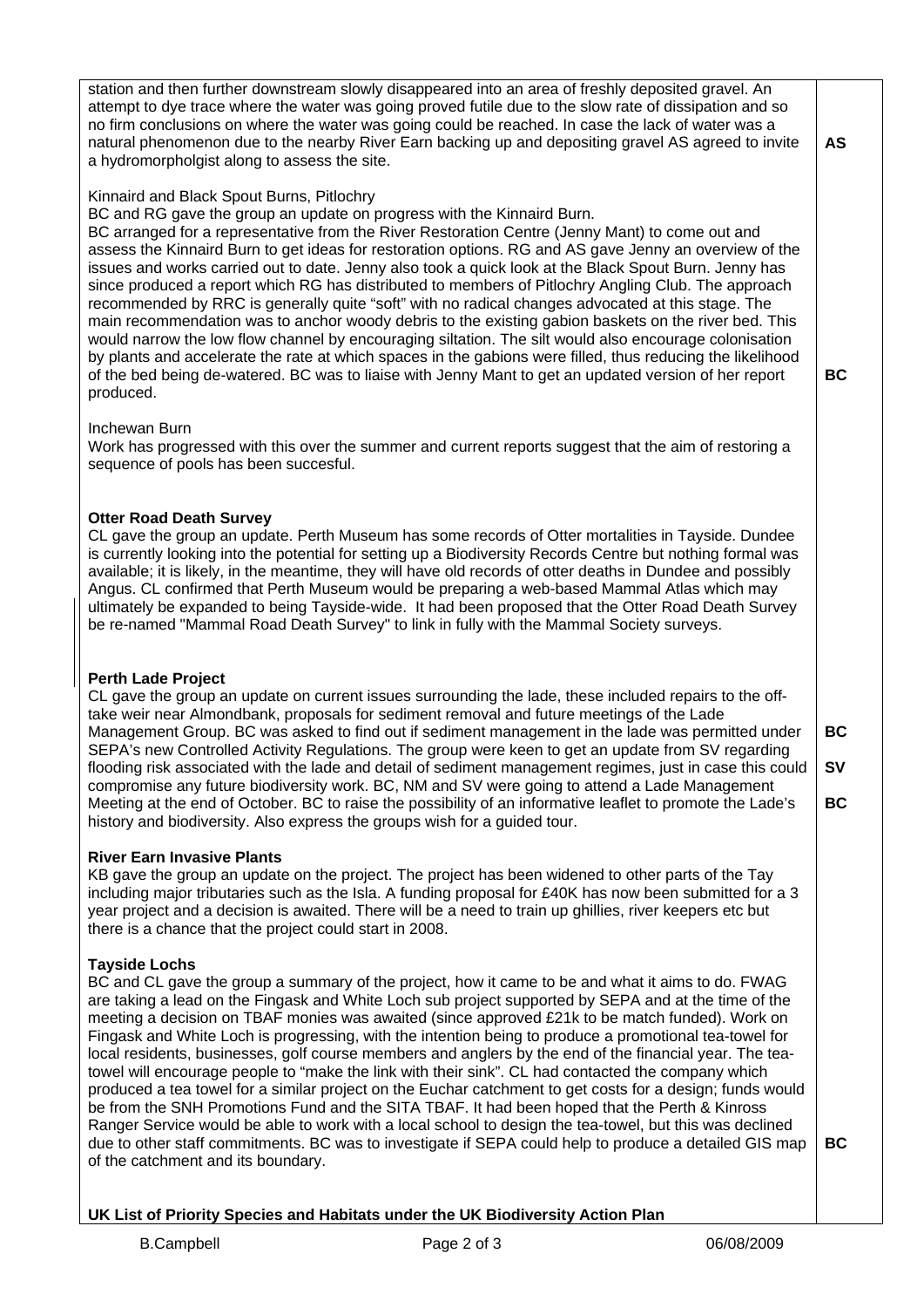| | |
|---|---|
| station and then further downstream slowly disappeared into an area of freshly deposited gravel. An attempt to dye trace where the water was going proved futile due to the slow rate of dissipation and so no firm conclusions on where the water was going could be reached. In case the lack of water was a natural phenomenon due to the nearby River Earn backing up and depositing gravel AS agreed to invite a hydromorpholgist along to assess the site. | **AS** |
| Kinnaird and Black Spout Burns, Pitlochry<br>BC and RG gave the group an update on progress with the Kinnaird Burn.<br>BC arranged for a representative from the River Restoration Centre (Jenny Mant) to come out and assess the Kinnaird Burn to get ideas for restoration options. RG and AS gave Jenny an overview of the issues and works carried out to date. Jenny also took a quick look at the Black Spout Burn. Jenny has since produced a report which RG has distributed to members of Pitlochry Angling Club. The approach recommended by RRC is generally quite "soft" with no radical changes advocated at this stage. The main recommendation was to anchor woody debris to the existing gabion baskets on the river bed. This would narrow the low flow channel by encouraging siltation. The silt would also encourage colonisation by plants and accelerate the rate at which spaces in the gabions were filled, thus reducing the likelihood of the bed being de-watered. BC was to liaise with Jenny Mant to get an updated version of her report produced. | **BC** |
| Inchewan Burn<br>Work has progressed with this over the summer and current reports suggest that the aim of restoring a sequence of pools has been succesful. | |
| **Otter Road Death Survey**<br>CL gave the group an update. Perth Museum has some records of Otter mortalities in Tayside. Dundee is currently looking into the potential for setting up a Biodiversity Records Centre but nothing formal was available; it is likely, in the meantime, they will have old records of otter deaths in Dundee and possibly Angus. CL confirmed that Perth Museum would be preparing a web-based Mammal Atlas which may ultimately be expanded to being Tayside-wide. It had been proposed that the Otter Road Death Survey be re-named "Mammal Road Death Survey" to link in fully with the Mammal Society surveys. | |
| **Perth Lade Project**<br>CL gave the group an update on current issues surrounding the lade, these included repairs to the off-take weir near Almondbank, proposals for sediment removal and future meetings of the Lade Management Group. BC was asked to find out if sediment management in the lade was permitted under SEPA's new Controlled Activity Regulations. The group were keen to get an update from SV regarding flooding risk associated with the lade and detail of sediment management regimes, just in case this could compromise any future biodiversity work. BC, NM and SV were going to attend a Lade Management Meeting at the end of October. BC to raise the possibility of an informative leaflet to promote the Lade's history and biodiversity. Also express the groups wish for a guided tour. | **BC**<br>**SV**<br>**BC** |
| **River Earn Invasive Plants**<br>KB gave the group an update on the project. The project has been widened to other parts of the Tay including major tributaries such as the Isla. A funding proposal for £40K has now been submitted for a 3 year project and a decision is awaited. There will be a need to train up ghillies, river keepers etc but there is a chance that the project could start in 2008. | |
| **Tayside Lochs**<br>BC and CL gave the group a summary of the project, how it came to be and what it aims to do. FWAG are taking a lead on the Fingask and White Loch sub project supported by SEPA and at the time of the meeting a decision on TBAF monies was awaited (since approved £21k to be match funded). Work on Fingask and White Loch is progressing, with the intention being to produce a promotional tea-towel for local residents, businesses, golf course members and anglers by the end of the financial year. The tea-towel will encourage people to "make the link with their sink". CL had contacted the company which produced a tea towel for a similar project on the Euchar catchment to get costs for a design; funds would be from the SNH Promotions Fund and the SITA TBAF. It had been hoped that the Perth & Kinross Ranger Service would be able to work with a local school to design the tea-towel, but this was declined due to other staff commitments. BC was to investigate if SEPA could help to produce a detailed GIS map of the catchment and its boundary. | **BC** |
| **UK List of Priority Species and Habitats under the UK Biodiversity Action Plan** | |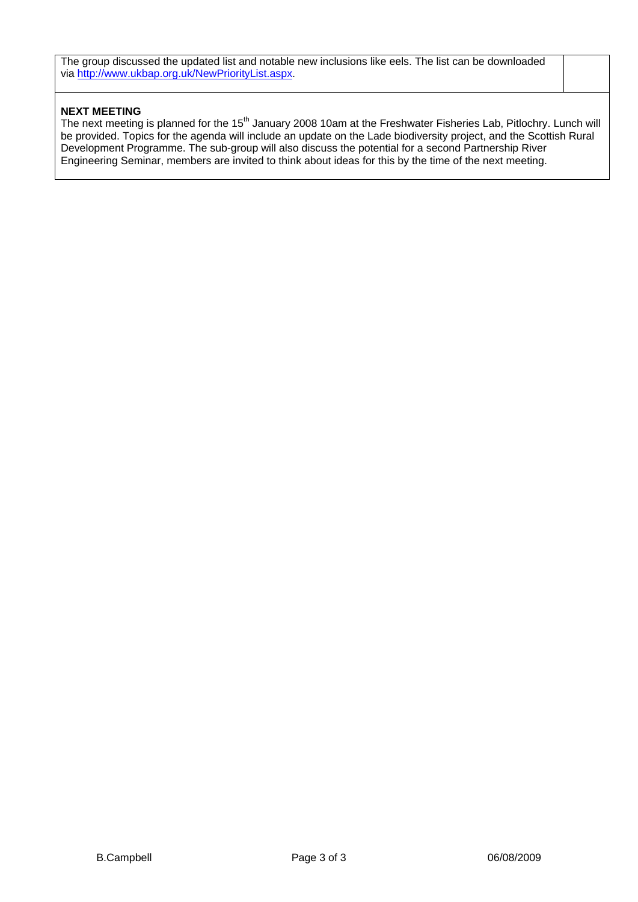| | |
|---|---|
| The group discussed the updated list and notable new inclusions like eels. The list can be downloaded via http://www.ukbap.org.uk/NewPriorityList.aspx. | |

**NEXT MEETING**

The next meeting is planned for the 15th January 2008 10am at the Freshwater Fisheries Lab, Pitlochry. Lunch will be provided. Topics for the agenda will include an update on the Lade biodiversity project, and the Scottish Rural Development Programme. The sub-group will also discuss the potential for a second Partnership River Engineering Seminar, members are invited to think about ideas for this by the time of the next meeting.